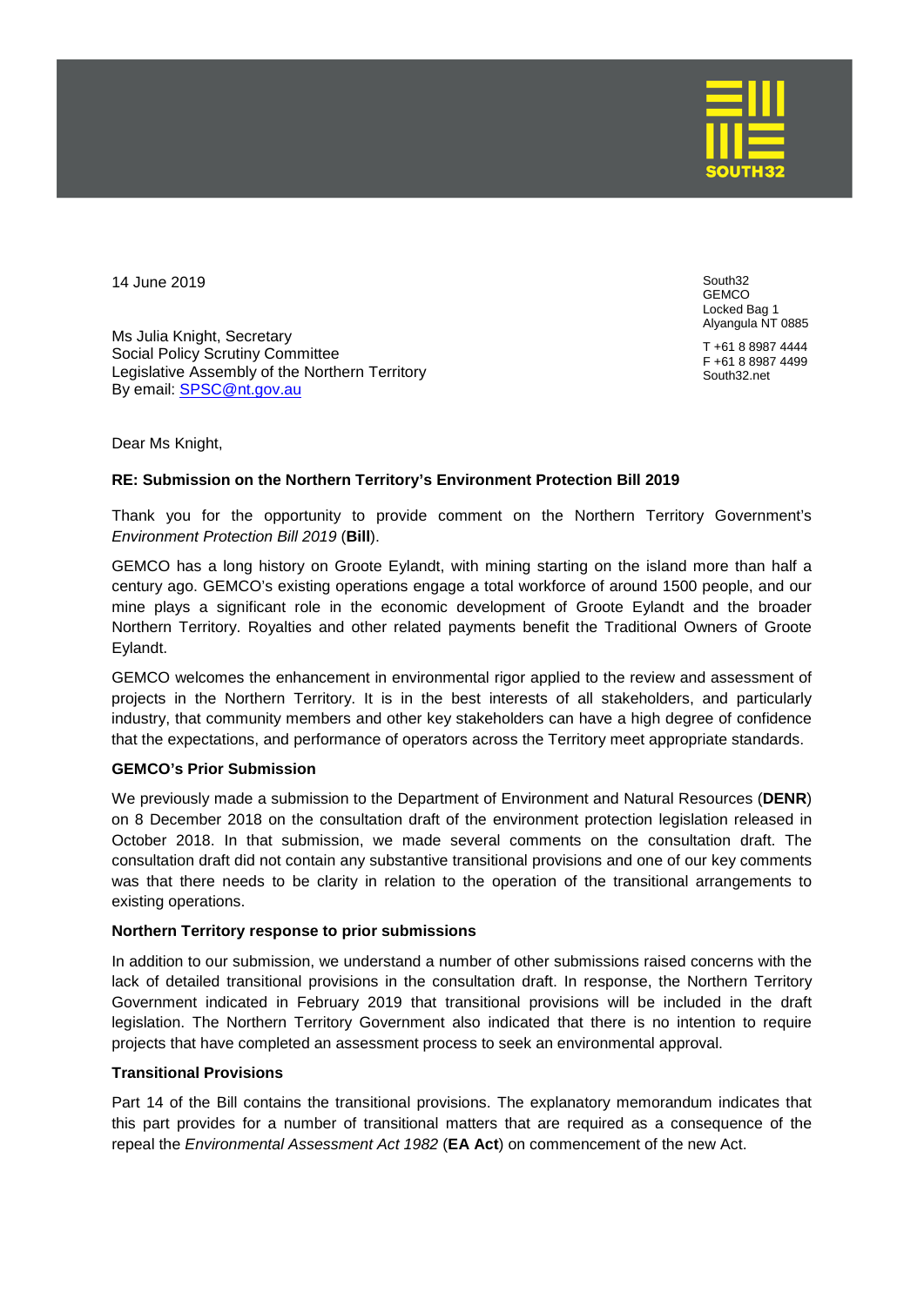SOUTH32

14 June 2019

South32
GEMCO
Locked Bag 1
Alyangula NT 0885

T +61 8 8987 4444
F +61 8 8987 4499
South32.net

Ms Julia Knight, Secretary
Social Policy Scrutiny Committee
Legislative Assembly of the Northern Territory
By email: SPSC@nt.gov.au

Dear Ms Knight,

**RE: Submission on the Northern Territory's Environment Protection Bill 2019**

Thank you for the opportunity to provide comment on the Northern Territory Government's *Environment Protection Bill 2019* (**Bill**).

GEMCO has a long history on Groote Eylandt, with mining starting on the island more than half a century ago. GEMCO's existing operations engage a total workforce of around 1500 people, and our mine plays a significant role in the economic development of Groote Eylandt and the broader Northern Territory. Royalties and other related payments benefit the Traditional Owners of Groote Eylandt.

GEMCO welcomes the enhancement in environmental rigor applied to the review and assessment of projects in the Northern Territory. It is in the best interests of all stakeholders, and particularly industry, that community members and other key stakeholders can have a high degree of confidence that the expectations, and performance of operators across the Territory meet appropriate standards.

**GEMCO's Prior Submission**

We previously made a submission to the Department of Environment and Natural Resources (**DENR**) on 8 December 2018 on the consultation draft of the environment protection legislation released in October 2018. In that submission, we made several comments on the consultation draft. The consultation draft did not contain any substantive transitional provisions and one of our key comments was that there needs to be clarity in relation to the operation of the transitional arrangements to existing operations.

**Northern Territory response to prior submissions**

In addition to our submission, we understand a number of other submissions raised concerns with the lack of detailed transitional provisions in the consultation draft. In response, the Northern Territory Government indicated in February 2019 that transitional provisions will be included in the draft legislation. The Northern Territory Government also indicated that there is no intention to require projects that have completed an assessment process to seek an environmental approval.

**Transitional Provisions**

Part 14 of the Bill contains the transitional provisions. The explanatory memorandum indicates that this part provides for a number of transitional matters that are required as a consequence of the repeal the *Environmental Assessment Act 1982* (**EA Act**) on commencement of the new Act.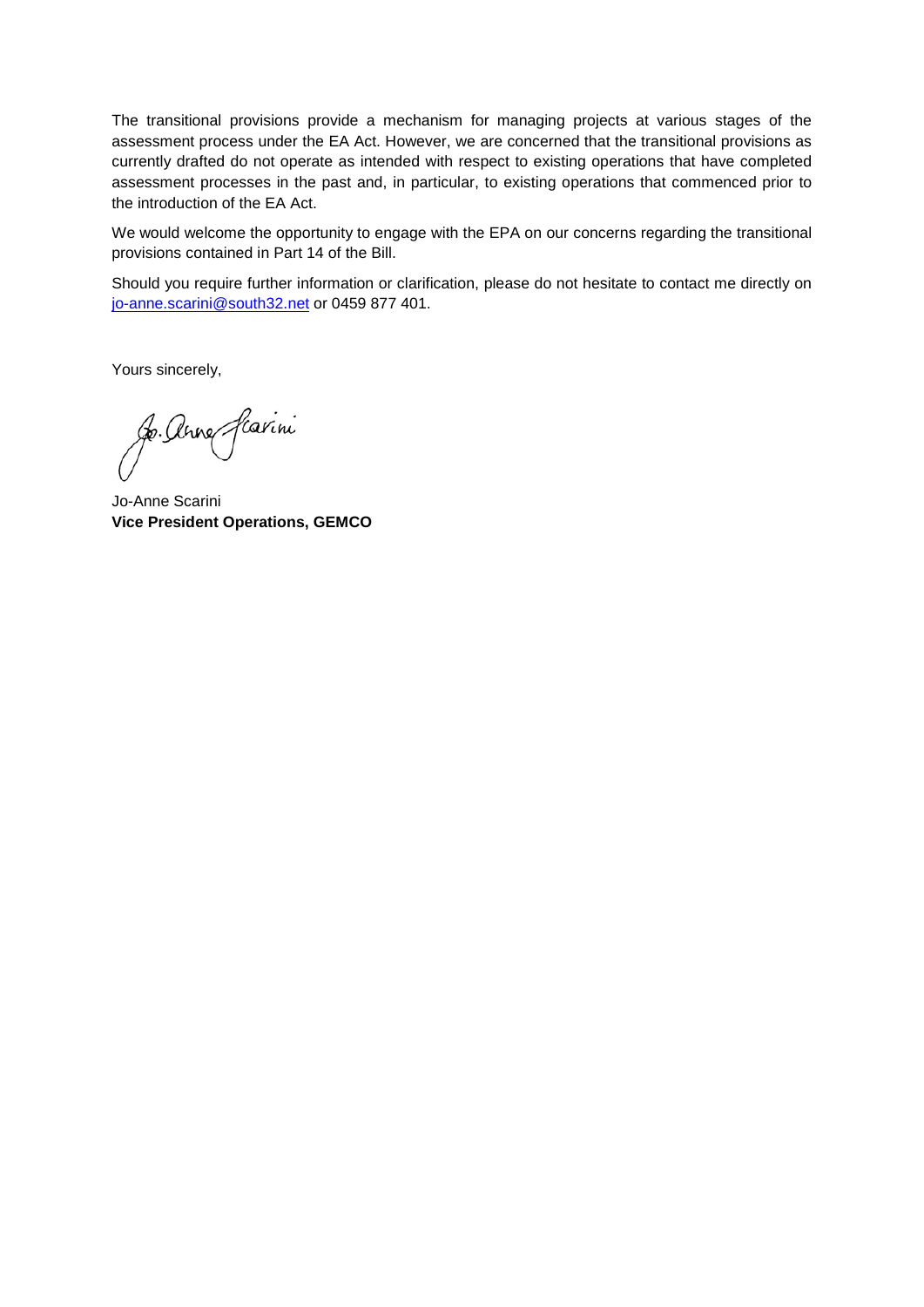The transitional provisions provide a mechanism for managing projects at various stages of the assessment process under the EA Act. However, we are concerned that the transitional provisions as currently drafted do not operate as intended with respect to existing operations that have completed assessment processes in the past and, in particular, to existing operations that commenced prior to the introduction of the EA Act.

We would welcome the opportunity to engage with the EPA on our concerns regarding the transitional provisions contained in Part 14 of the Bill.

Should you require further information or clarification, please do not hesitate to contact me directly on jo-anne.scarini@south32.net or 0459 877 401.

Yours sincerely,

Jo-Anne Scarini
**Vice President Operations, GEMCO**